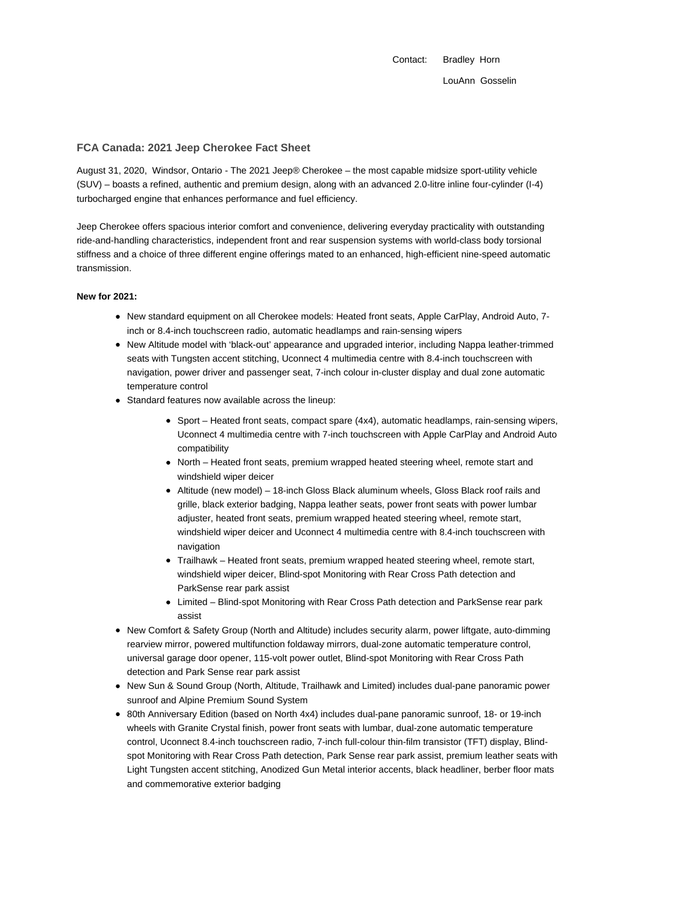Contact: Bradley Horn

LouAnn Gosselin

## FCA Canada: 2021 Jeep Cherokee Fact Sheet

August 31, 2020, Windsor, Ontario - The 2021 Jeep® Cherokee – the most capable midsize sport-utility vehicle (SUV) – boasts a refined, authentic and premium design, along with an advanced 2.0-litre inline four-cylinder (I-4) turbocharged engine that enhances performance and fuel efficiency.

Jeep Cherokee offers spacious interior comfort and convenience, delivering everyday practicality with outstanding ride-and-handling characteristics, independent front and rear suspension systems with world-class body torsional stiffness and a choice of three different engine offerings mated to an enhanced, high-efficient nine-speed automatic transmission.

**New for 2021:**

- New standard equipment on all Cherokee models: Heated front seats, Apple CarPlay, Android Auto, 7-inch or 8.4-inch touchscreen radio, automatic headlamps and rain-sensing wipers
- New Altitude model with 'black-out' appearance and upgraded interior, including Nappa leather-trimmed seats with Tungsten accent stitching, Uconnect 4 multimedia centre with 8.4-inch touchscreen with navigation, power driver and passenger seat, 7-inch colour in-cluster display and dual zone automatic temperature control
- Standard features now available across the lineup:
  - Sport – Heated front seats, compact spare (4x4), automatic headlamps, rain-sensing wipers, Uconnect 4 multimedia centre with 7-inch touchscreen with Apple CarPlay and Android Auto compatibility
  - North – Heated front seats, premium wrapped heated steering wheel, remote start and windshield wiper deicer
  - Altitude (new model) – 18-inch Gloss Black aluminum wheels, Gloss Black roof rails and grille, black exterior badging, Nappa leather seats, power front seats with power lumbar adjuster, heated front seats, premium wrapped heated steering wheel, remote start, windshield wiper deicer and Uconnect 4 multimedia centre with 8.4-inch touchscreen with navigation
  - Trailhawk – Heated front seats, premium wrapped heated steering wheel, remote start, windshield wiper deicer, Blind-spot Monitoring with Rear Cross Path detection and ParkSense rear park assist
  - Limited – Blind-spot Monitoring with Rear Cross Path detection and ParkSense rear park assist
- New Comfort & Safety Group (North and Altitude) includes security alarm, power liftgate, auto-dimming rearview mirror, powered multifunction foldaway mirrors, dual-zone automatic temperature control, universal garage door opener, 115-volt power outlet, Blind-spot Monitoring with Rear Cross Path detection and Park Sense rear park assist
- New Sun & Sound Group (North, Altitude, Trailhawk and Limited) includes dual-pane panoramic power sunroof and Alpine Premium Sound System
- 80th Anniversary Edition (based on North 4x4) includes dual-pane panoramic sunroof, 18- or 19-inch wheels with Granite Crystal finish, power front seats with lumbar, dual-zone automatic temperature control, Uconnect 8.4-inch touchscreen radio, 7-inch full-colour thin-film transistor (TFT) display, Blind-spot Monitoring with Rear Cross Path detection, Park Sense rear park assist, premium leather seats with Light Tungsten accent stitching, Anodized Gun Metal interior accents, black headliner, berber floor mats and commemorative exterior badging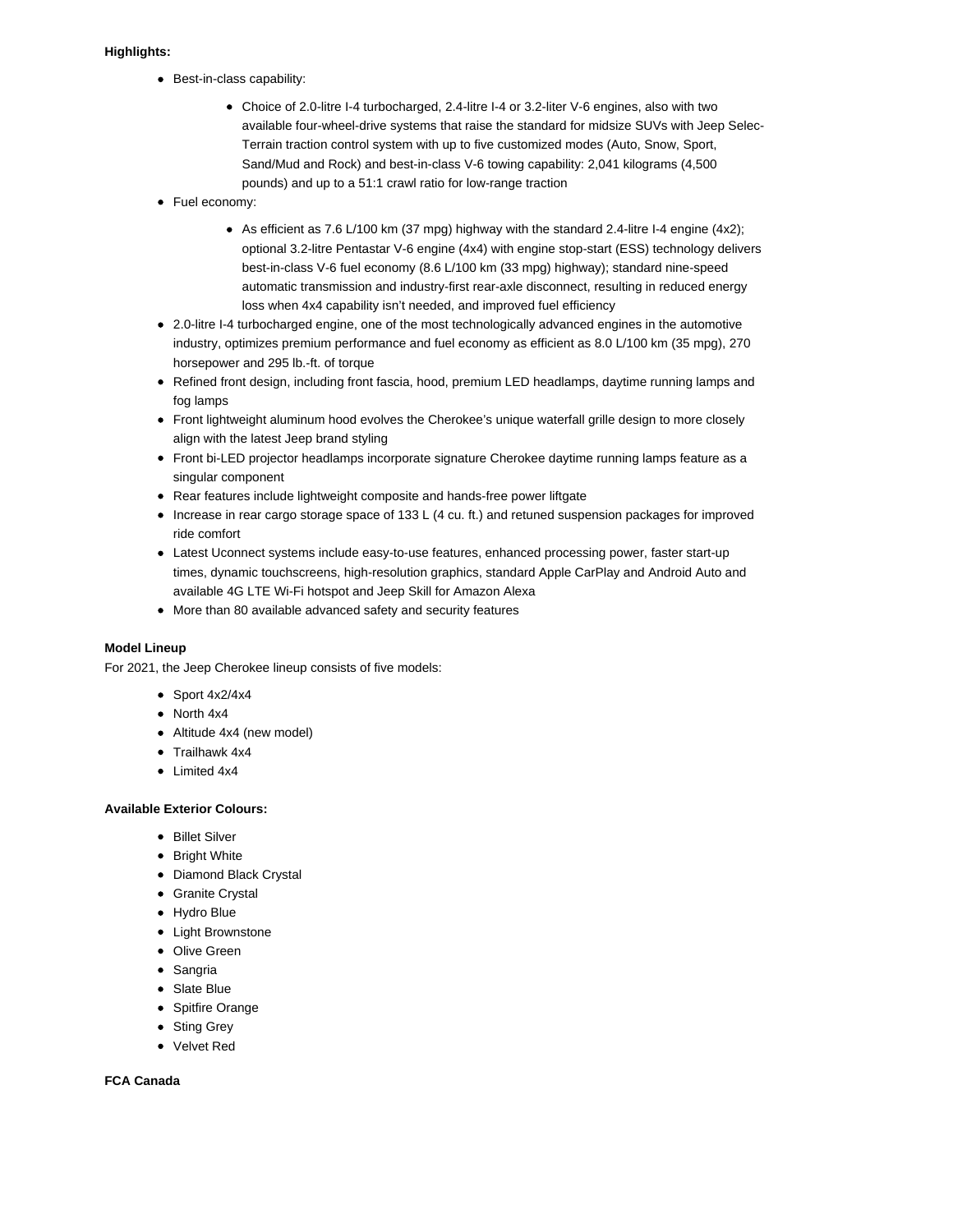**Highlights:**

- Best-in-class capability:
  - Choice of 2.0-litre I-4 turbocharged, 2.4-litre I-4 or 3.2-liter V-6 engines, also with two available four-wheel-drive systems that raise the standard for midsize SUVs with Jeep Selec-Terrain traction control system with up to five customized modes (Auto, Snow, Sport, Sand/Mud and Rock) and best-in-class V-6 towing capability: 2,041 kilograms (4,500 pounds) and up to a 51:1 crawl ratio for low-range traction
- Fuel economy:
  - As efficient as 7.6 L/100 km (37 mpg) highway with the standard 2.4-litre I-4 engine (4x2); optional 3.2-litre Pentastar V-6 engine (4x4) with engine stop-start (ESS) technology delivers best-in-class V-6 fuel economy (8.6 L/100 km (33 mpg) highway); standard nine-speed automatic transmission and industry-first rear-axle disconnect, resulting in reduced energy loss when 4x4 capability isn't needed, and improved fuel efficiency
- 2.0-litre I-4 turbocharged engine, one of the most technologically advanced engines in the automotive industry, optimizes premium performance and fuel economy as efficient as 8.0 L/100 km (35 mpg), 270 horsepower and 295 lb.-ft. of torque
- Refined front design, including front fascia, hood, premium LED headlamps, daytime running lamps and fog lamps
- Front lightweight aluminum hood evolves the Cherokee's unique waterfall grille design to more closely align with the latest Jeep brand styling
- Front bi-LED projector headlamps incorporate signature Cherokee daytime running lamps feature as a singular component
- Rear features include lightweight composite and hands-free power liftgate
- Increase in rear cargo storage space of 133 L (4 cu. ft.) and retuned suspension packages for improved ride comfort
- Latest Uconnect systems include easy-to-use features, enhanced processing power, faster start-up times, dynamic touchscreens, high-resolution graphics, standard Apple CarPlay and Android Auto and available 4G LTE Wi-Fi hotspot and Jeep Skill for Amazon Alexa
- More than 80 available advanced safety and security features

**Model Lineup**

For 2021, the Jeep Cherokee lineup consists of five models:

- Sport 4x2/4x4
- North 4x4
- Altitude 4x4 (new model)
- Trailhawk 4x4
- Limited 4x4

**Available Exterior Colours:**

- Billet Silver
- Bright White
- Diamond Black Crystal
- Granite Crystal
- Hydro Blue
- Light Brownstone
- Olive Green
- Sangria
- Slate Blue
- Spitfire Orange
- Sting Grey
- Velvet Red

**FCA Canada**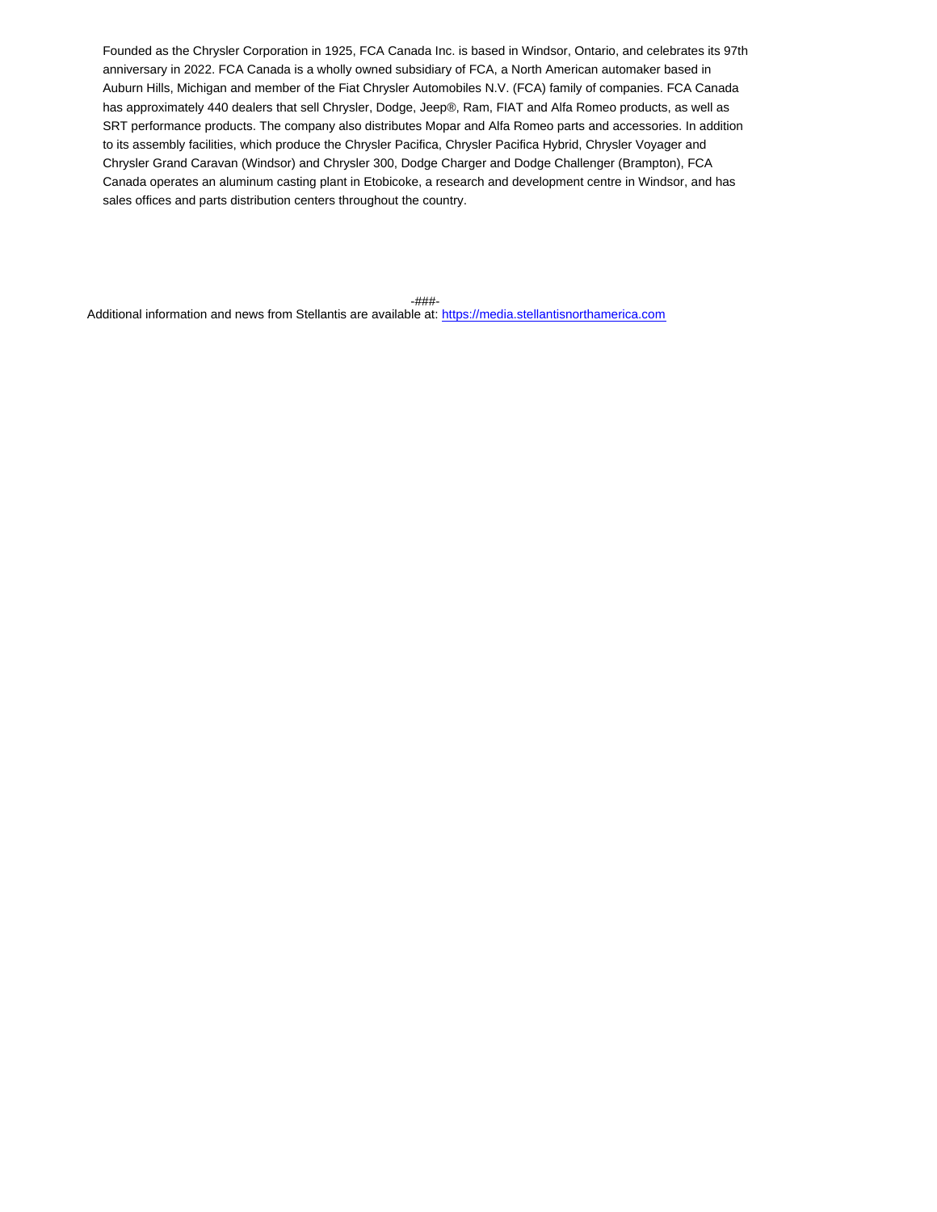Founded as the Chrysler Corporation in 1925, FCA Canada Inc. is based in Windsor, Ontario, and celebrates its 97th anniversary in 2022. FCA Canada is a wholly owned subsidiary of FCA, a North American automaker based in Auburn Hills, Michigan and member of the Fiat Chrysler Automobiles N.V. (FCA) family of companies. FCA Canada has approximately 440 dealers that sell Chrysler, Dodge, Jeep®, Ram, FIAT and Alfa Romeo products, as well as SRT performance products. The company also distributes Mopar and Alfa Romeo parts and accessories. In addition to its assembly facilities, which produce the Chrysler Pacifica, Chrysler Pacifica Hybrid, Chrysler Voyager and Chrysler Grand Caravan (Windsor) and Chrysler 300, Dodge Charger and Dodge Challenger (Brampton), FCA Canada operates an aluminum casting plant in Etobicoke, a research and development centre in Windsor, and has sales offices and parts distribution centers throughout the country.

-###-

Additional information and news from Stellantis are available at: https://media.stellantisnorthamerica.com